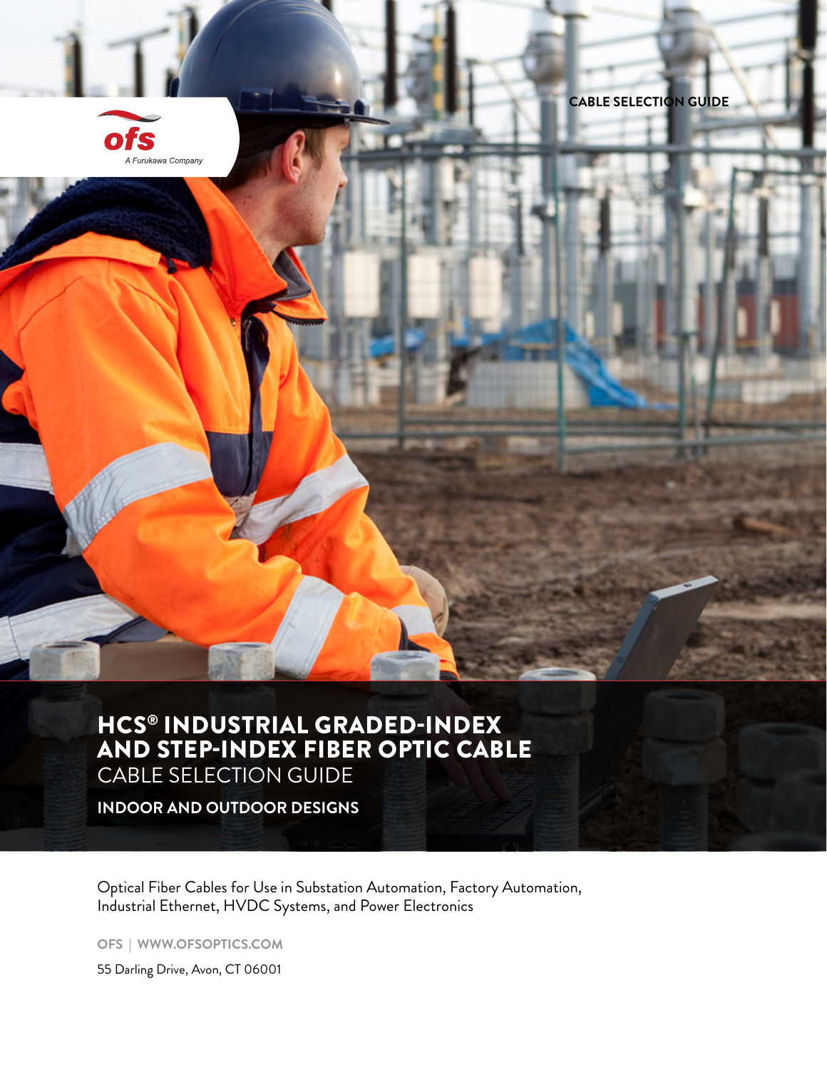ofs

A Furukawa Company

CABLE SELECTION GUIDE

# HCS® INDUSTRIAL GRADED-INDEX AND STEP-INDEX FIBER OPTIC CABLE

## CABLE SELECTION GUIDE

**INDOOR AND OUTDOOR DESIGNS**

Optical Fiber Cables for Use in Substation Automation, Factory Automation, Industrial Ethernet, HVDC Systems, and Power Electronics

**OFS | WWW.OFSOPTICS.COM**

55 Darling Drive, Avon, CT 06001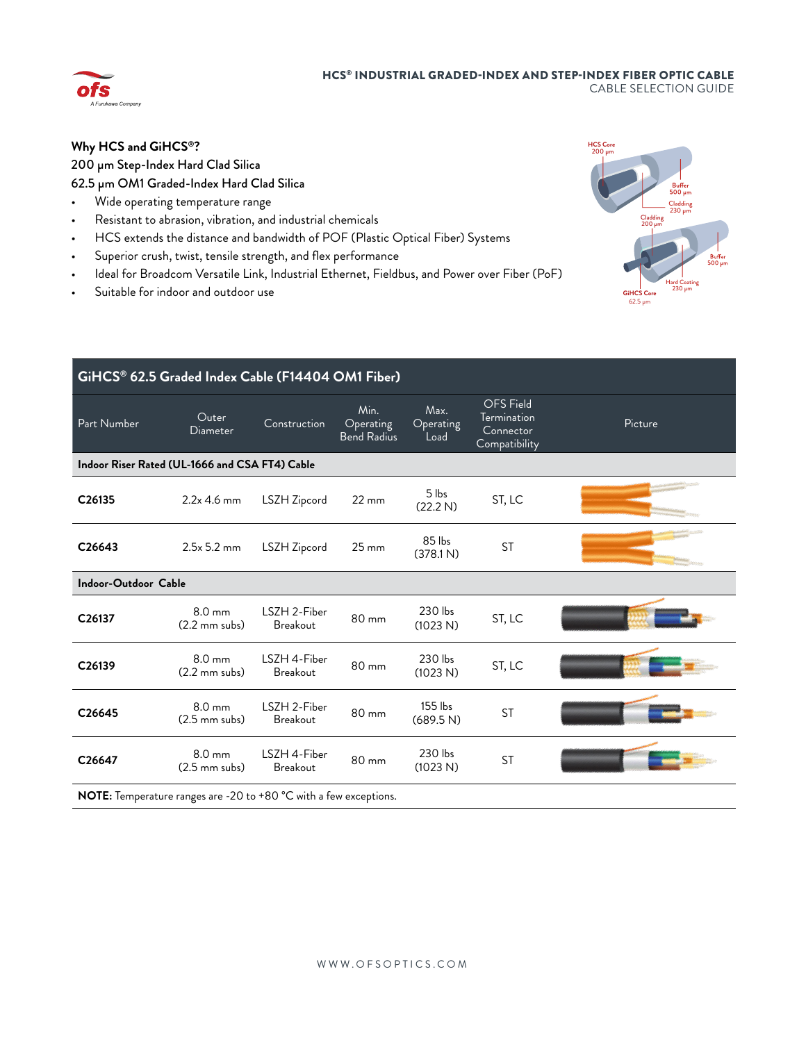## Why HCS and GiHCS®?

**200 µm Step-Index Hard Clad Silica**

**62.5 µm OM1 Graded-Index Hard Clad Silica**

- Wide operating temperature range
- Resistant to abrasion, vibration, and industrial chemicals
- HCS extends the distance and bandwidth of POF (Plastic Optical Fiber) Systems
- Superior crush, twist, tensile strength, and flex performance
- Ideal for Broadcom Versatile Link, Industrial Ethernet, Fieldbus, and Power over Fiber (PoF)
- Suitable for indoor and outdoor use

HCS Core 200 µm, Buffer 500 µm, Cladding 230 µm, Cladding 200 µm

GiHCS Core 62.5 µm, Hard Coating 230 µm, Buffer 500 µm

## GiHCS® 62.5 Graded Index Cable (F14404 OM1 Fiber)

| Part Number | Outer Diameter | Construction | Min. Operating Bend Radius | Max. Operating Load | OFS Field Termination Connector Compatibility | Picture |
|---|---|---|---|---|---|---|
| **Indoor Riser Rated (UL-1666 and CSA FT4) Cable** | | | | | | |
| **C26135** | 2.2x 4.6 mm | LSZH Zipcord | 22 mm | 5 lbs (22.2 N) | ST, LC | |
| **C26643** | 2.5x 5.2 mm | LSZH Zipcord | 25 mm | 85 lbs (378.1 N) | ST | |
| **Indoor-Outdoor Cable** | | | | | | |
| **C26137** | 8.0 mm (2.2 mm subs) | LSZH 2-Fiber Breakout | 80 mm | 230 lbs (1023 N) | ST, LC | |
| **C26139** | 8.0 mm (2.2 mm subs) | LSZH 4-Fiber Breakout | 80 mm | 230 lbs (1023 N) | ST, LC | |
| **C26645** | 8.0 mm (2.5 mm subs) | LSZH 2-Fiber Breakout | 80 mm | 155 lbs (689.5 N) | ST | |
| **C26647** | 8.0 mm (2.5 mm subs) | LSZH 4-Fiber Breakout | 80 mm | 230 lbs (1023 N) | ST | |

**NOTE:** Temperature ranges are -20 to +80 °C with a few exceptions.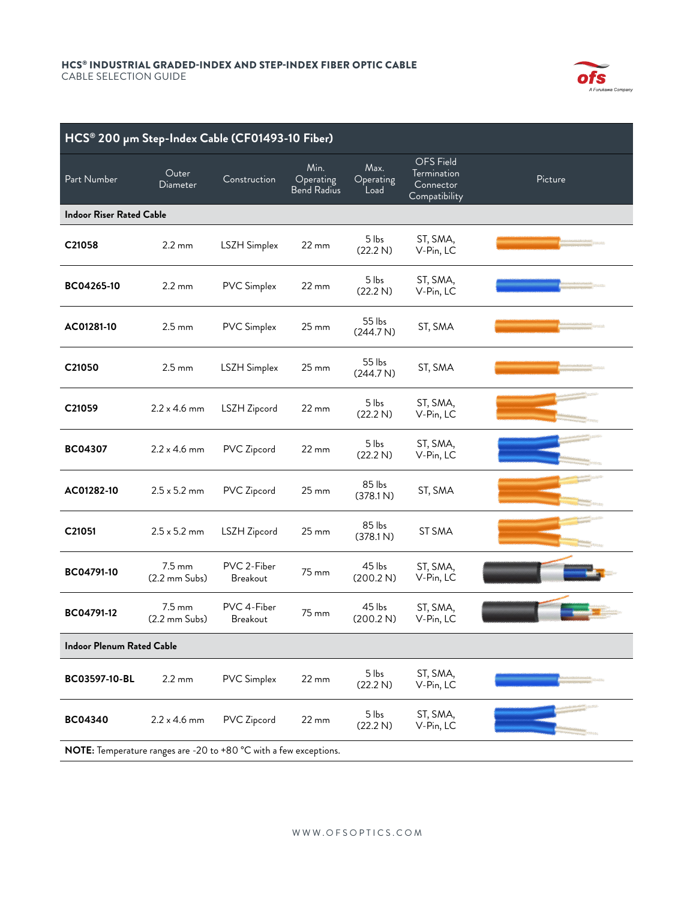### HCS® INDUSTRIAL GRADED-INDEX AND STEP-INDEX FIBER OPTIC CABLE
CABLE SELECTION GUIDE

| HCS® 200 µm Step-Index Cable (CF01493-10 Fiber) | | | | | | |
|---|---|---|---|---|---|---|
| Part Number | Outer Diameter | Construction | Min. Operating Bend Radius | Max. Operating Load | OFS Field Termination Connector Compatibility | Picture |
| **Indoor Riser Rated Cable** | | | | | | |
| **C21058** | 2.2 mm | LSZH Simplex | 22 mm | 5 lbs (22.2 N) | ST, SMA, V-Pin, LC | |
| **BC04265-10** | 2.2 mm | PVC Simplex | 22 mm | 5 lbs (22.2 N) | ST, SMA, V-Pin, LC | |
| **AC01281-10** | 2.5 mm | PVC Simplex | 25 mm | 55 lbs (244.7 N) | ST, SMA | |
| **C21050** | 2.5 mm | LSZH Simplex | 25 mm | 55 lbs (244.7 N) | ST, SMA | |
| **C21059** | 2.2 x 4.6 mm | LSZH Zipcord | 22 mm | 5 lbs (22.2 N) | ST, SMA, V-Pin, LC | |
| **BC04307** | 2.2 x 4.6 mm | PVC Zipcord | 22 mm | 5 lbs (22.2 N) | ST, SMA, V-Pin, LC | |
| **AC01282-10** | 2.5 x 5.2 mm | PVC Zipcord | 25 mm | 85 lbs (378.1 N) | ST, SMA | |
| **C21051** | 2.5 x 5.2 mm | LSZH Zipcord | 25 mm | 85 lbs (378.1 N) | ST SMA | |
| **BC04791-10** | 7.5 mm (2.2 mm Subs) | PVC 2-Fiber Breakout | 75 mm | 45 lbs (200.2 N) | ST, SMA, V-Pin, LC | |
| **BC04791-12** | 7.5 mm (2.2 mm Subs) | PVC 4-Fiber Breakout | 75 mm | 45 lbs (200.2 N) | ST, SMA, V-Pin, LC | |
| **Indoor Plenum Rated Cable** | | | | | | |
| **BC03597-10-BL** | 2.2 mm | PVC Simplex | 22 mm | 5 lbs (22.2 N) | ST, SMA, V-Pin, LC | |
| **BC04340** | 2.2 x 4.6 mm | PVC Zipcord | 22 mm | 5 lbs (22.2 N) | ST, SMA, V-Pin, LC | |

**NOTE:** Temperature ranges are -20 to +80 °C with a few exceptions.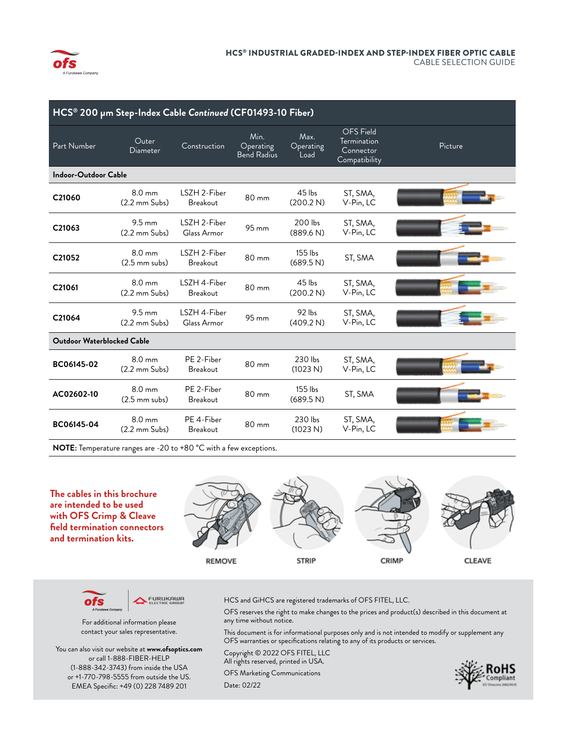## HCS® 200 µm Step-Index Cable *Continued* (CF01493-10 Fiber)

| Part Number | Outer Diameter | Construction | Min. Operating Bend Radius | Max. Operating Load | OFS Field Termination Connector Compatibility | Picture |
|---|---|---|---|---|---|---|
| **Indoor-Outdoor Cable** | | | | | | |
| **C21060** | 8.0 mm (2.2 mm Subs) | LSZH 2-Fiber Breakout | 80 mm | 45 lbs (200.2 N) | ST, SMA, V-Pin, LC | |
| **C21063** | 9.5 mm (2.2 mm Subs) | LSZH 2-Fiber Glass Armor | 95 mm | 200 lbs (889.6 N) | ST, SMA, V-Pin, LC | |
| **C21052** | 8.0 mm (2.5 mm subs) | LSZH 2-Fiber Breakout | 80 mm | 155 lbs (689.5 N) | ST, SMA | |
| **C21061** | 8.0 mm (2.2 mm Subs) | LSZH 4-Fiber Breakout | 80 mm | 45 lbs (200.2 N) | ST, SMA, V-Pin, LC | |
| **C21064** | 9.5 mm (2.2 mm Subs) | LSZH 4-Fiber Glass Armor | 95 mm | 92 lbs (409.2 N) | ST, SMA, V-Pin, LC | |
| **Outdoor Waterblocked Cable** | | | | | | |
| **BC06145-02** | 8.0 mm (2.2 mm Subs) | PE 2-Fiber Breakout | 80 mm | 230 lbs (1023 N) | ST, SMA, V-Pin, LC | |
| **AC02602-10** | 8.0 mm (2.5 mm subs) | PE 2-Fiber Breakout | 80 mm | 155 lbs (689.5 N) | ST, SMA | |
| **BC06145-04** | 8.0 mm (2.2 mm Subs) | PE 4-Fiber Breakout | 80 mm | 230 lbs (1023 N) | ST, SMA, V-Pin, LC | |

**NOTE:** Temperature ranges are -20 to +80 °C with a few exceptions.

**The cables in this brochure are intended to be used with OFS Crimp & Cleave field termination connectors and termination kits.**

REMOVE STRIP CRIMP CLEAVE

For additional information please contact your sales representative.

You can also visit our website at **www.ofsoptics.com** or call 1-888-FIBER-HELP (1-888-342-3743) from inside the USA or +1-770-798-5555 from outside the US. EMEA Specific: +49 (0) 228 7489 201

HCS and GiHCS are registered trademarks of OFS FITEL, LLC.

OFS reserves the right to make changes to the prices and product(s) described in this document at any time without notice.

This document is for informational purposes only and is not intended to modify or supplement any OFS warranties or specifications relating to any of its products or services.

Copyright © 2022 OFS FITEL, LLC
All rights reserved, printed in USA.

OFS Marketing Communications

Date: 02/22

RoHS Compliant